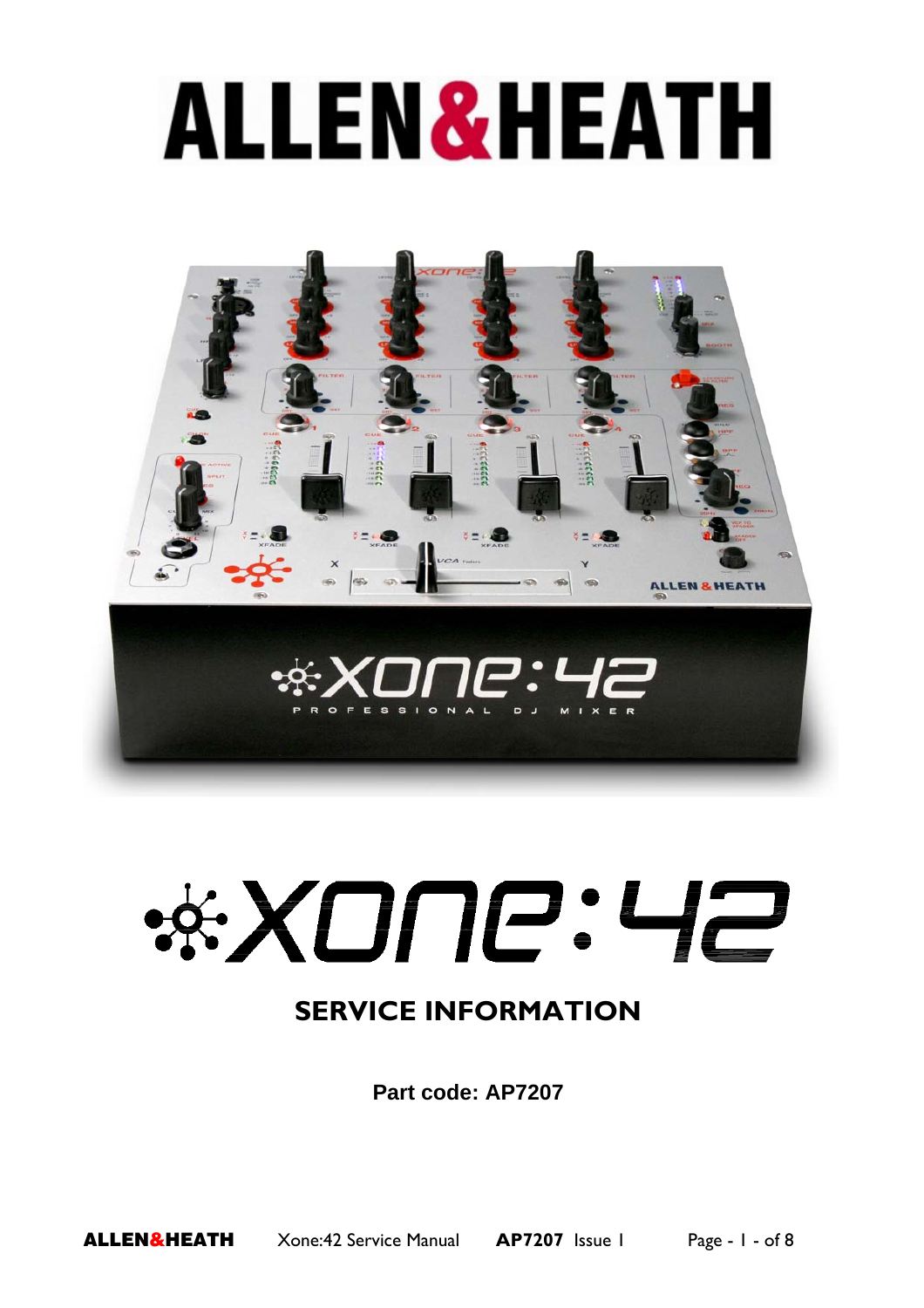# ALLEN&HEATH

# XONE:42

## SERVICE INFORMATION

**Part code: AP7207**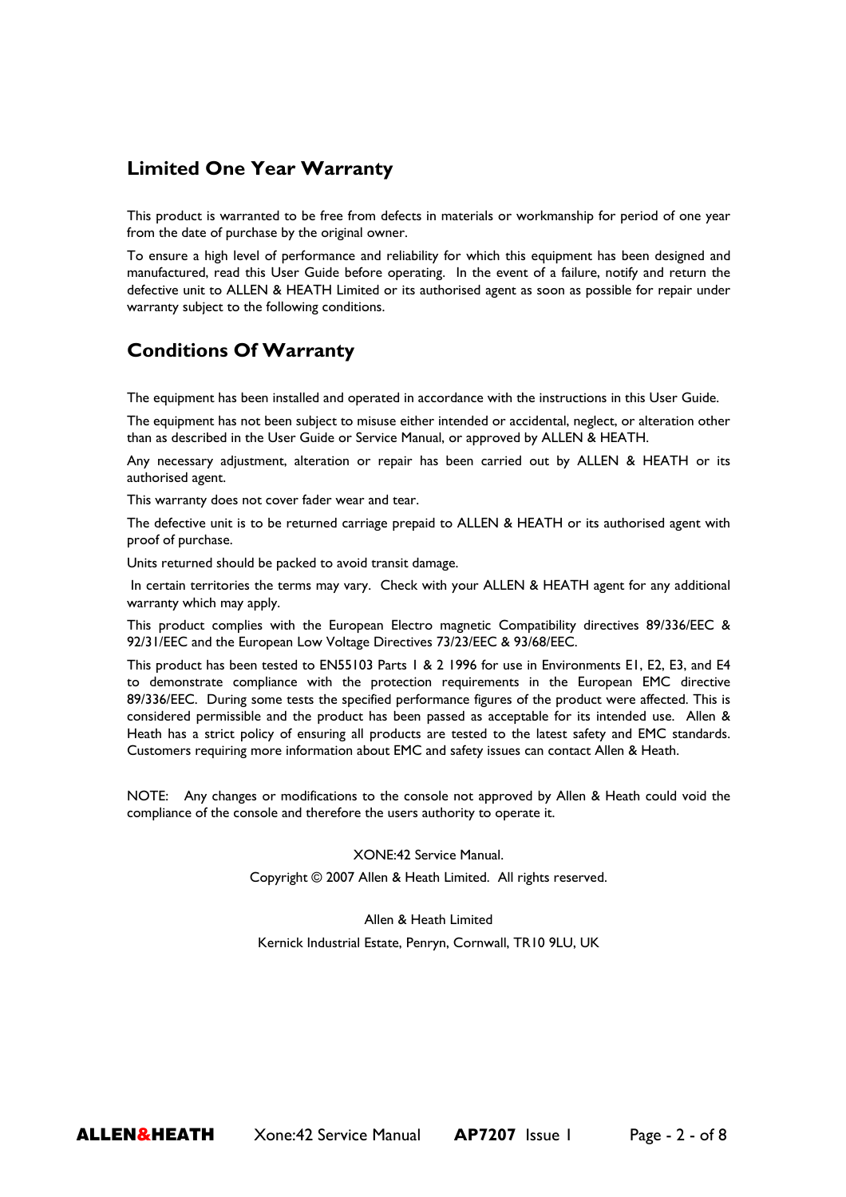## Limited One Year Warranty

This product is warranted to be free from defects in materials or workmanship for period of one year from the date of purchase by the original owner.

To ensure a high level of performance and reliability for which this equipment has been designed and manufactured, read this User Guide before operating. In the event of a failure, notify and return the defective unit to ALLEN & HEATH Limited or its authorised agent as soon as possible for repair under warranty subject to the following conditions.

## Conditions Of Warranty

The equipment has been installed and operated in accordance with the instructions in this User Guide.

The equipment has not been subject to misuse either intended or accidental, neglect, or alteration other than as described in the User Guide or Service Manual, or approved by ALLEN & HEATH.

Any necessary adjustment, alteration or repair has been carried out by ALLEN & HEATH or its authorised agent.

This warranty does not cover fader wear and tear.

The defective unit is to be returned carriage prepaid to ALLEN & HEATH or its authorised agent with proof of purchase.

Units returned should be packed to avoid transit damage.

In certain territories the terms may vary. Check with your ALLEN & HEATH agent for any additional warranty which may apply.

This product complies with the European Electro magnetic Compatibility directives 89/336/EEC & 92/31/EEC and the European Low Voltage Directives 73/23/EEC & 93/68/EEC.

This product has been tested to EN55103 Parts 1 & 2 1996 for use in Environments E1, E2, E3, and E4 to demonstrate compliance with the protection requirements in the European EMC directive 89/336/EEC. During some tests the specified performance figures of the product were affected. This is considered permissible and the product has been passed as acceptable for its intended use. Allen & Heath has a strict policy of ensuring all products are tested to the latest safety and EMC standards. Customers requiring more information about EMC and safety issues can contact Allen & Heath.

NOTE: Any changes or modifications to the console not approved by Allen & Heath could void the compliance of the console and therefore the users authority to operate it.

XONE:42 Service Manual.

Copyright © 2007 Allen & Heath Limited. All rights reserved.

Allen & Heath Limited

Kernick Industrial Estate, Penryn, Cornwall, TR10 9LU, UK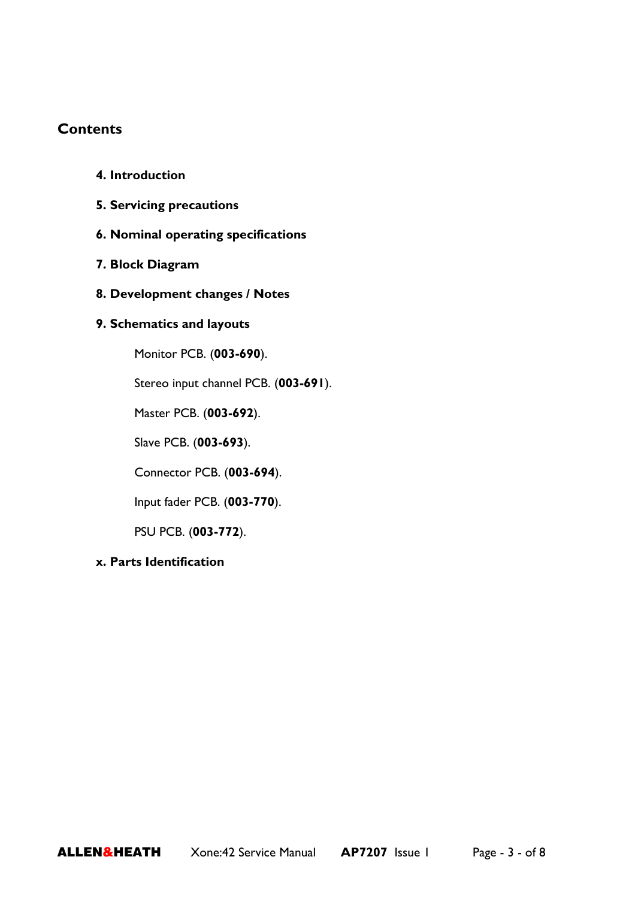## Contents

**4. Introduction**

**5. Servicing precautions**

**6. Nominal operating specifications**

**7. Block Diagram**

**8. Development changes / Notes**

**9. Schematics and layouts**

- Monitor PCB. (**003-690**).
- Stereo input channel PCB. (**003-691**).
- Master PCB. (**003-692**).
- Slave PCB. (**003-693**).
- Connector PCB. (**003-694**).
- Input fader PCB. (**003-770**).
- PSU PCB. (**003-772**).

**x. Parts Identification**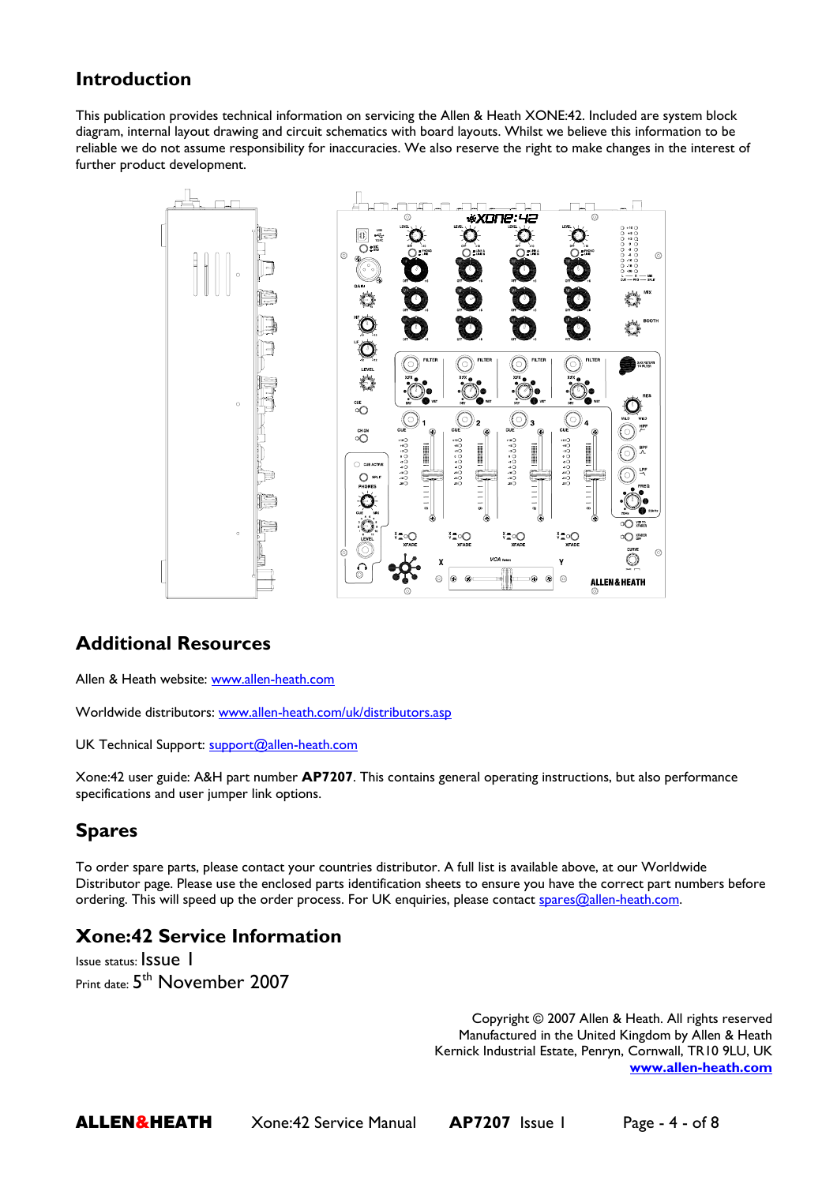## Introduction

This publication provides technical information on servicing the Allen & Heath XONE:42. Included are system block diagram, internal layout drawing and circuit schematics with board layouts. Whilst we believe this information to be reliable we do not assume responsibility for inaccuracies. We also reserve the right to make changes in the interest of further product development.

## Additional Resources

Allen & Heath website: www.allen-heath.com

Worldwide distributors: www.allen-heath.com/uk/distributors.asp

UK Technical Support: support@allen-heath.com

Xone:42 user guide: A&H part number **AP7207**. This contains general operating instructions, but also performance specifications and user jumper link options.

## Spares

To order spare parts, please contact your countries distributor. A full list is available above, at our Worldwide Distributor page. Please use the enclosed parts identification sheets to ensure you have the correct part numbers before ordering. This will speed up the order process. For UK enquiries, please contact spares@allen-heath.com.

## Xone:42 Service Information

Issue status: Issue 1
Print date: 5th November 2007

Copyright © 2007 Allen & Heath. All rights reserved
Manufactured in the United Kingdom by Allen & Heath
Kernick Industrial Estate, Penryn, Cornwall, TR10 9LU, UK
**www.allen-heath.com**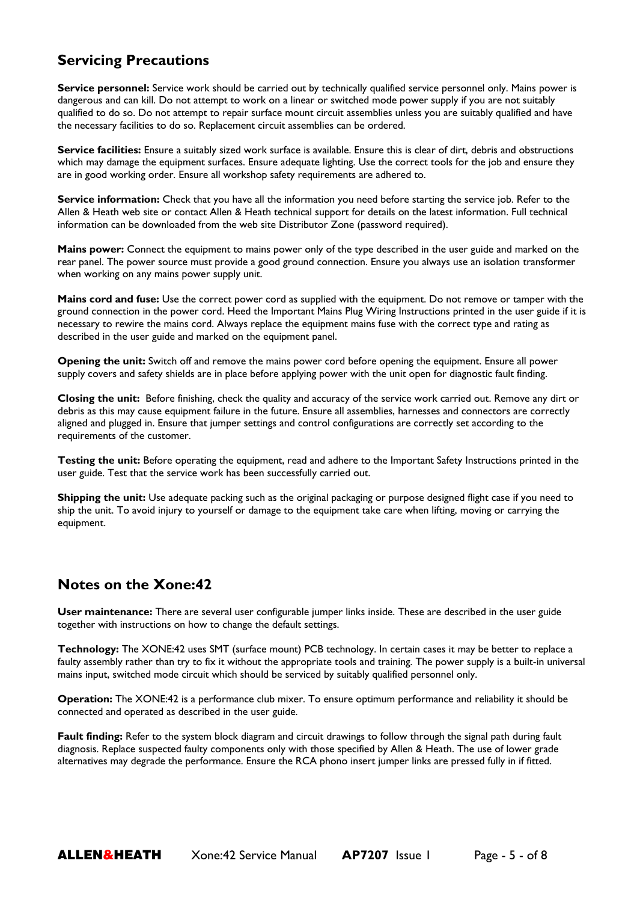## Servicing Precautions

**Service personnel:** Service work should be carried out by technically qualified service personnel only. Mains power is dangerous and can kill. Do not attempt to work on a linear or switched mode power supply if you are not suitably qualified to do so. Do not attempt to repair surface mount circuit assemblies unless you are suitably qualified and have the necessary facilities to do so. Replacement circuit assemblies can be ordered.

**Service facilities:** Ensure a suitably sized work surface is available. Ensure this is clear of dirt, debris and obstructions which may damage the equipment surfaces. Ensure adequate lighting. Use the correct tools for the job and ensure they are in good working order. Ensure all workshop safety requirements are adhered to.

**Service information:** Check that you have all the information you need before starting the service job. Refer to the Allen & Heath web site or contact Allen & Heath technical support for details on the latest information. Full technical information can be downloaded from the web site Distributor Zone (password required).

**Mains power:** Connect the equipment to mains power only of the type described in the user guide and marked on the rear panel. The power source must provide a good ground connection. Ensure you always use an isolation transformer when working on any mains power supply unit.

**Mains cord and fuse:** Use the correct power cord as supplied with the equipment. Do not remove or tamper with the ground connection in the power cord. Heed the Important Mains Plug Wiring Instructions printed in the user guide if it is necessary to rewire the mains cord. Always replace the equipment mains fuse with the correct type and rating as described in the user guide and marked on the equipment panel.

**Opening the unit:** Switch off and remove the mains power cord before opening the equipment. Ensure all power supply covers and safety shields are in place before applying power with the unit open for diagnostic fault finding.

**Closing the unit:** Before finishing, check the quality and accuracy of the service work carried out. Remove any dirt or debris as this may cause equipment failure in the future. Ensure all assemblies, harnesses and connectors are correctly aligned and plugged in. Ensure that jumper settings and control configurations are correctly set according to the requirements of the customer.

**Testing the unit:** Before operating the equipment, read and adhere to the Important Safety Instructions printed in the user guide. Test that the service work has been successfully carried out.

**Shipping the unit:** Use adequate packing such as the original packaging or purpose designed flight case if you need to ship the unit. To avoid injury to yourself or damage to the equipment take care when lifting, moving or carrying the equipment.

## Notes on the Xone:42

**User maintenance:** There are several user configurable jumper links inside. These are described in the user guide together with instructions on how to change the default settings.

**Technology:** The XONE:42 uses SMT (surface mount) PCB technology. In certain cases it may be better to replace a faulty assembly rather than try to fix it without the appropriate tools and training. The power supply is a built-in universal mains input, switched mode circuit which should be serviced by suitably qualified personnel only.

**Operation:** The XONE:42 is a performance club mixer. To ensure optimum performance and reliability it should be connected and operated as described in the user guide.

**Fault finding:** Refer to the system block diagram and circuit drawings to follow through the signal path during fault diagnosis. Replace suspected faulty components only with those specified by Allen & Heath. The use of lower grade alternatives may degrade the performance. Ensure the RCA phono insert jumper links are pressed fully in if fitted.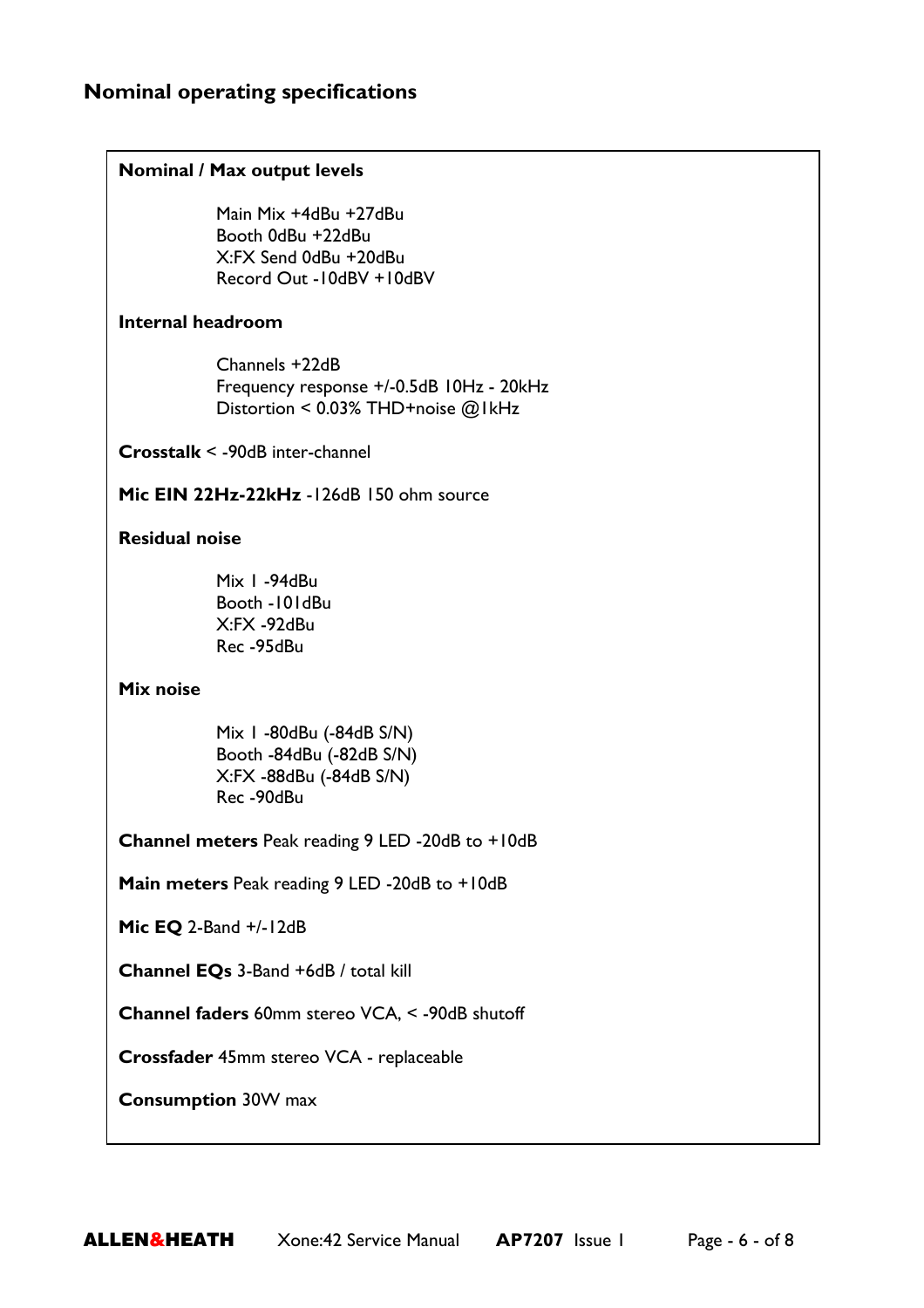## Nominal operating specifications

**Nominal / Max output levels**

Main Mix +4dBu +27dBu
Booth 0dBu +22dBu
X:FX Send 0dBu +20dBu
Record Out -10dBV +10dBV

**Internal headroom**

Channels +22dB
Frequency response +/-0.5dB 10Hz - 20kHz
Distortion < 0.03% THD+noise @1kHz

**Crosstalk** < -90dB inter-channel

**Mic EIN 22Hz-22kHz** -126dB 150 ohm source

**Residual noise**

Mix 1 -94dBu
Booth -101dBu
X:FX -92dBu
Rec -95dBu

**Mix noise**

Mix 1 -80dBu (-84dB S/N)
Booth -84dBu (-82dB S/N)
X:FX -88dBu (-84dB S/N)
Rec -90dBu

**Channel meters** Peak reading 9 LED -20dB to +10dB

**Main meters** Peak reading 9 LED -20dB to +10dB

**Mic EQ** 2-Band +/-12dB

**Channel EQs** 3-Band +6dB / total kill

**Channel faders** 60mm stereo VCA, < -90dB shutoff

**Crossfader** 45mm stereo VCA - replaceable

**Consumption** 30W max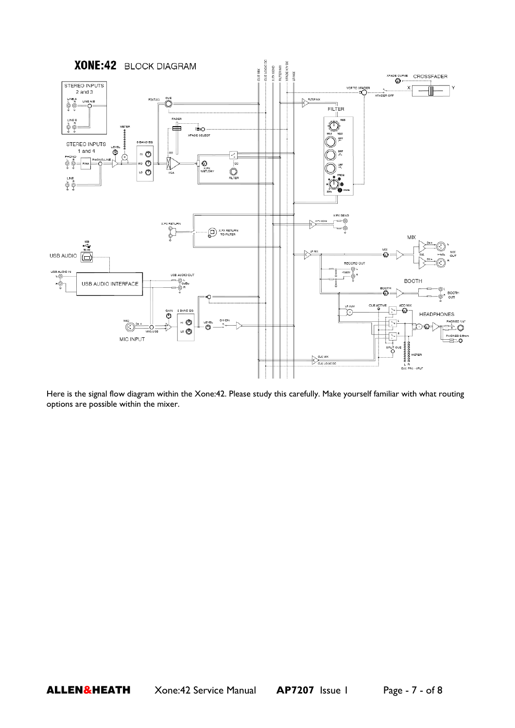# XONE:42 BLOCK DIAGRAM

Here is the signal flow diagram within the Xone:42. Please study this carefully. Make yourself familiar with what routing options are possible within the mixer.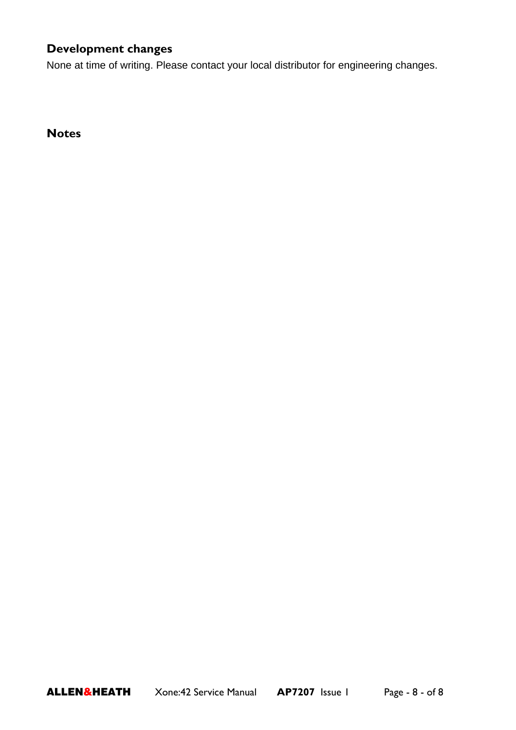## Development changes

None at time of writing. Please contact your local distributor for engineering changes.

## Notes